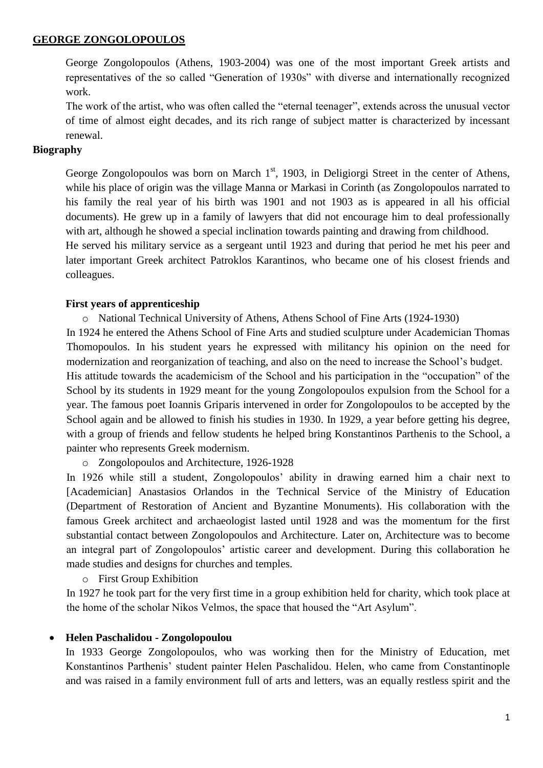# GEORGE ZONGOLOPOULOS

George Zongolopoulos (Athens, 1903-2004) was one of the most important Greek artists and representatives of the so called "Generation of 1930s" with diverse and internationally recognized work.

The work of the artist, who was often called the "eternal teenager", extends across the unusual vector of time of almost eight decades, and its rich range of subject matter is characterized by incessant renewal.

## Biography

George Zongolopoulos was born on March 1st, 1903, in Deligiorgi Street in the center of Athens, while his place of origin was the village Manna or Markasi in Corinth (as Zongolopoulos narrated to his family the real year of his birth was 1901 and not 1903 as is appeared in all his official documents). He grew up in a family of lawyers that did not encourage him to deal professionally with art, although he showed a special inclination towards painting and drawing from childhood.

He served his military service as a sergeant until 1923 and during that period he met his peer and later important Greek architect Patroklos Karantinos, who became one of his closest friends and colleagues.

### First years of apprenticeship

- National Technical University of Athens, Athens School of Fine Arts (1924-1930)

In 1924 he entered the Athens School of Fine Arts and studied sculpture under Academician Thomas Thomopoulos. In his student years he expressed with militancy his opinion on the need for modernization and reorganization of teaching, and also on the need to increase the School's budget.

His attitude towards the academicism of the School and his participation in the "occupation" of the School by its students in 1929 meant for the young Zongolopoulos expulsion from the School for a year. The famous poet Ioannis Griparis intervened in order for Zongolopoulos to be accepted by the School again and be allowed to finish his studies in 1930. In 1929, a year before getting his degree, with a group of friends and fellow students he helped bring Konstantinos Parthenis to the School, a painter who represents Greek modernism.

- Zongolopoulos and Architecture, 1926-1928

In 1926 while still a student, Zongolopoulos' ability in drawing earned him a chair next to [Academician] Anastasios Orlandos in the Technical Service of the Ministry of Education (Department of Restoration of Ancient and Byzantine Monuments). His collaboration with the famous Greek architect and archaeologist lasted until 1928 and was the momentum for the first substantial contact between Zongolopoulos and Architecture. Later on, Architecture was to become an integral part of Zongolopoulos' artistic career and development. During this collaboration he made studies and designs for churches and temples.

- First Group Exhibition

In 1927 he took part for the very first time in a group exhibition held for charity, which took place at the home of the scholar Nikos Velmos, the space that housed the "Art Asylum".

- **Helen Paschalidou - Zongolopoulou**

In 1933 George Zongolopoulos, who was working then for the Ministry of Education, met Konstantinos Parthenis' student painter Helen Paschalidou. Helen, who came from Constantinople and was raised in a family environment full of arts and letters, was an equally restless spirit and the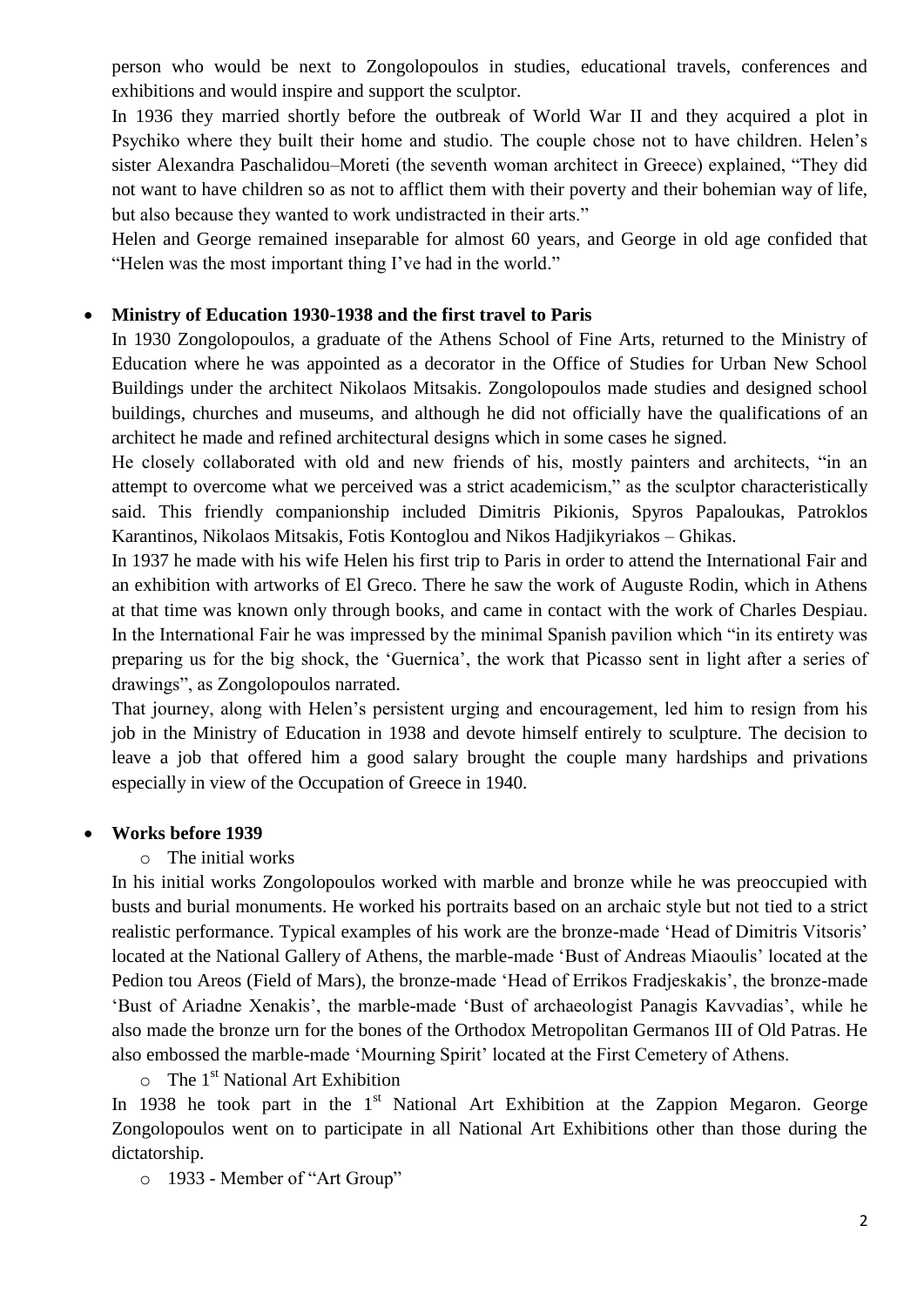person who would be next to Zongolopoulos in studies, educational travels, conferences and exhibitions and would inspire and support the sculptor.

In 1936 they married shortly before the outbreak of World War II and they acquired a plot in Psychiko where they built their home and studio. The couple chose not to have children. Helen's sister Alexandra Paschalidou–Moreti (the seventh woman architect in Greece) explained, "They did not want to have children so as not to afflict them with their poverty and their bohemian way of life, but also because they wanted to work undistracted in their arts."

Helen and George remained inseparable for almost 60 years, and George in old age confided that "Helen was the most important thing I've had in the world."

- **Ministry of Education 1930-1938 and the first travel to Paris**

In 1930 Zongolopoulos, a graduate of the Athens School of Fine Arts, returned to the Ministry of Education where he was appointed as a decorator in the Office of Studies for Urban New School Buildings under the architect Nikolaos Mitsakis. Zongolopoulos made studies and designed school buildings, churches and museums, and although he did not officially have the qualifications of an architect he made and refined architectural designs which in some cases he signed.

He closely collaborated with old and new friends of his, mostly painters and architects, "in an attempt to overcome what we perceived was a strict academicism," as the sculptor characteristically said. This friendly companionship included Dimitris Pikionis, Spyros Papaloukas, Patroklos Karantinos, Nikolaos Mitsakis, Fotis Kontoglou and Nikos Hadjikyriakos – Ghikas.

In 1937 he made with his wife Helen his first trip to Paris in order to attend the International Fair and an exhibition with artworks of El Greco. There he saw the work of Auguste Rodin, which in Athens at that time was known only through books, and came in contact with the work of Charles Despiau. In the International Fair he was impressed by the minimal Spanish pavilion which "in its entirety was preparing us for the big shock, the 'Guernica', the work that Picasso sent in light after a series of drawings", as Zongolopoulos narrated.

That journey, along with Helen's persistent urging and encouragement, led him to resign from his job in the Ministry of Education in 1938 and devote himself entirely to sculpture. The decision to leave a job that offered him a good salary brought the couple many hardships and privations especially in view of the Occupation of Greece in 1940.

- **Works before 1939**
  - The initial works

In his initial works Zongolopoulos worked with marble and bronze while he was preoccupied with busts and burial monuments. He worked his portraits based on an archaic style but not tied to a strict realistic performance. Typical examples of his work are the bronze-made 'Head of Dimitris Vitsoris' located at the National Gallery of Athens, the marble-made 'Bust of Andreas Miaoulis' located at the Pedion tou Areos (Field of Mars), the bronze-made 'Head of Errikos Fradjeskakis', the bronze-made 'Bust of Ariadne Xenakis', the marble-made 'Bust of archaeologist Panagis Kavvadias', while he also made the bronze urn for the bones of the Orthodox Metropolitan Germanos III of Old Patras. He also embossed the marble-made 'Mourning Spirit' located at the First Cemetery of Athens.

  - The 1st National Art Exhibition

In 1938 he took part in the 1st National Art Exhibition at the Zappion Megaron. George Zongolopoulos went on to participate in all National Art Exhibitions other than those during the dictatorship.

  - 1933 - Member of "Art Group"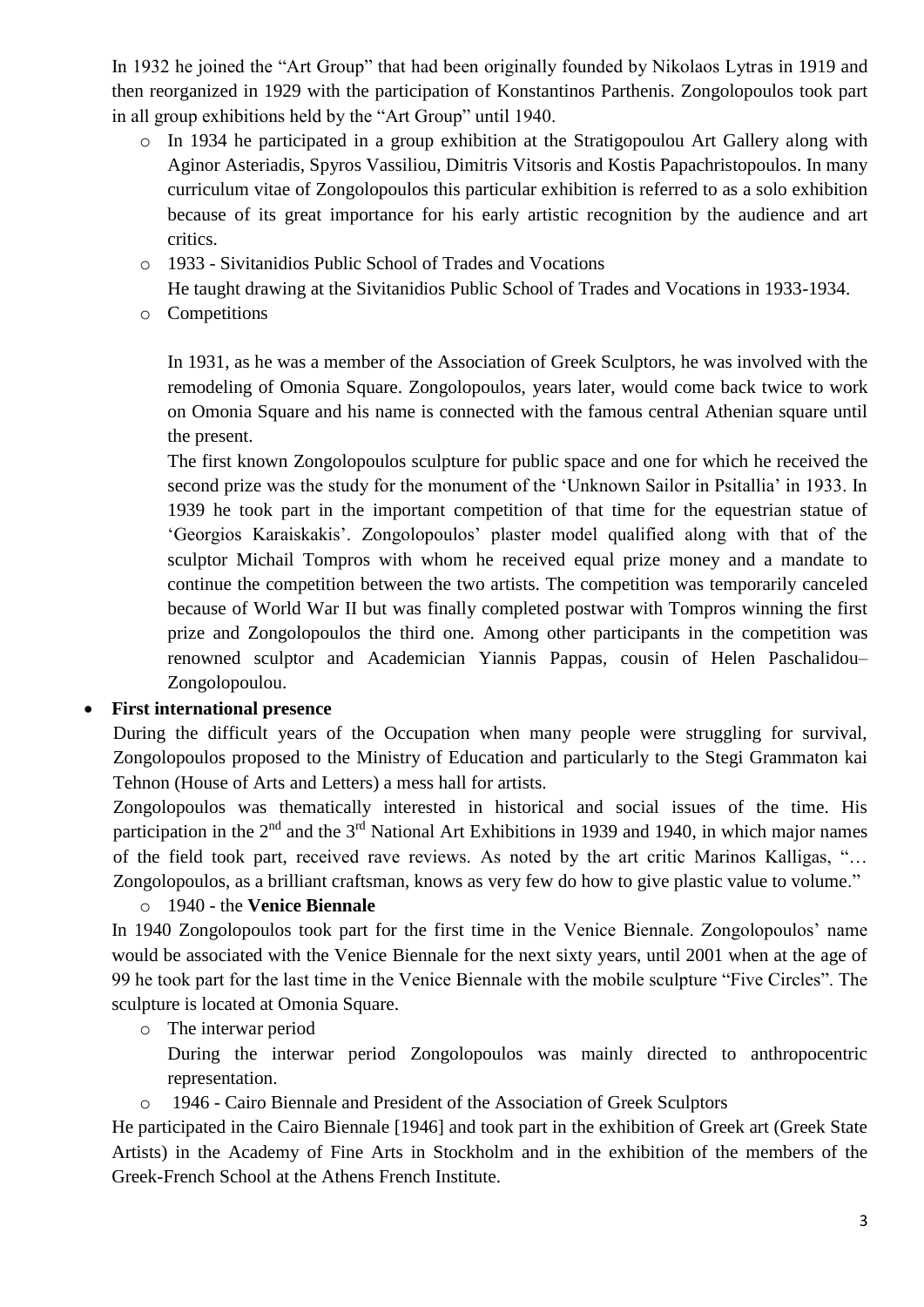In 1932 he joined the "Art Group" that had been originally founded by Nikolaos Lytras in 1919 and then reorganized in 1929 with the participation of Konstantinos Parthenis. Zongolopoulos took part in all group exhibitions held by the "Art Group" until 1940.

- In 1934 he participated in a group exhibition at the Stratigopoulou Art Gallery along with Aginor Asteriadis, Spyros Vassiliou, Dimitris Vitsoris and Kostis Papachristopoulos. In many curriculum vitae of Zongolopoulos this particular exhibition is referred to as a solo exhibition because of its great importance for his early artistic recognition by the audience and art critics.
- 1933 - Sivitanidios Public School of Trades and Vocations
  He taught drawing at the Sivitanidios Public School of Trades and Vocations in 1933-1934.
- Competitions

  In 1931, as he was a member of the Association of Greek Sculptors, he was involved with the remodeling of Omonia Square. Zongolopoulos, years later, would come back twice to work on Omonia Square and his name is connected with the famous central Athenian square until the present.
  The first known Zongolopoulos sculpture for public space and one for which he received the second prize was the study for the monument of the 'Unknown Sailor in Psitallia' in 1933. In 1939 he took part in the important competition of that time for the equestrian statue of 'Georgios Karaiskakis'. Zongolopoulos' plaster model qualified along with that of the sculptor Michail Tompros with whom he received equal prize money and a mandate to continue the competition between the two artists. The competition was temporarily canceled because of World War II but was finally completed postwar with Tompros winning the first prize and Zongolopoulos the third one. Among other participants in the competition was renowned sculptor and Academician Yiannis Pappas, cousin of Helen Paschalidou–Zongolopoulou.

- **First international presence**

During the difficult years of the Occupation when many people were struggling for survival, Zongolopoulos proposed to the Ministry of Education and particularly to the Stegi Grammaton kai Tehnon (House of Arts and Letters) a mess hall for artists.
Zongolopoulos was thematically interested in historical and social issues of the time. His participation in the 2nd and the 3rd National Art Exhibitions in 1939 and 1940, in which major names of the field took part, received rave reviews. As noted by the art critic Marinos Kalligas, "… Zongolopoulos, as a brilliant craftsman, knows as very few do how to give plastic value to volume."

- 1940 - the **Venice Biennale**

In 1940 Zongolopoulos took part for the first time in the Venice Biennale. Zongolopoulos' name would be associated with the Venice Biennale for the next sixty years, until 2001 when at the age of 99 he took part for the last time in the Venice Biennale with the mobile sculpture "Five Circles". The sculpture is located at Omonia Square.

- The interwar period
  During the interwar period Zongolopoulos was mainly directed to anthropocentric representation.
- 1946 - Cairo Biennale and President of the Association of Greek Sculptors

He participated in the Cairo Biennale [1946] and took part in the exhibition of Greek art (Greek State Artists) in the Academy of Fine Arts in Stockholm and in the exhibition of the members of the Greek-French School at the Athens French Institute.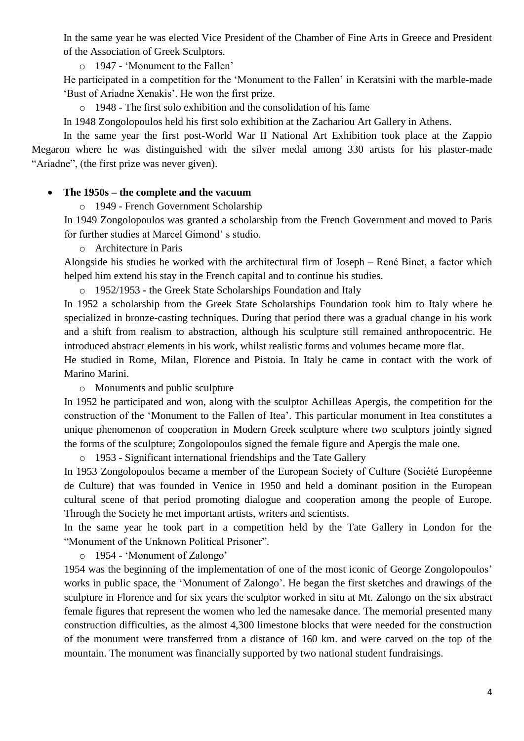In the same year he was elected Vice President of the Chamber of Fine Arts in Greece and President of the Association of Greek Sculptors.

- 1947 - 'Monument to the Fallen'

He participated in a competition for the 'Monument to the Fallen' in Keratsini with the marble-made 'Bust of Ariadne Xenakis'. He won the first prize.

- 1948 - The first solo exhibition and the consolidation of his fame

In 1948 Zongolopoulos held his first solo exhibition at the Zachariou Art Gallery in Athens.

In the same year the first post-World War II National Art Exhibition took place at the Zappio Megaron where he was distinguished with the silver medal among 330 artists for his plaster-made "Ariadne", (the first prize was never given).

- **The 1950s – the complete and the vacuum**
  - 1949 - French Government Scholarship

In 1949 Zongolopoulos was granted a scholarship from the French Government and moved to Paris for further studies at Marcel Gimond' s studio.

- Architecture in Paris

Alongside his studies he worked with the architectural firm of Joseph – René Binet, a factor which helped him extend his stay in the French capital and to continue his studies.

- 1952/1953 - the Greek State Scholarships Foundation and Italy

In 1952 a scholarship from the Greek State Scholarships Foundation took him to Italy where he specialized in bronze-casting techniques. During that period there was a gradual change in his work and a shift from realism to abstraction, although his sculpture still remained anthropocentric. He introduced abstract elements in his work, whilst realistic forms and volumes became more flat.

He studied in Rome, Milan, Florence and Pistoia. In Italy he came in contact with the work of Marino Marini.

- Monuments and public sculpture

In 1952 he participated and won, along with the sculptor Achilleas Apergis, the competition for the construction of the 'Monument to the Fallen of Itea'. This particular monument in Itea constitutes a unique phenomenon of cooperation in Modern Greek sculpture where two sculptors jointly signed the forms of the sculpture; Zongolopoulos signed the female figure and Apergis the male one.

- 1953 - Significant international friendships and the Tate Gallery

In 1953 Zongolopoulos became a member of the European Society of Culture (Société Européenne de Culture) that was founded in Venice in 1950 and held a dominant position in the European cultural scene of that period promoting dialogue and cooperation among the people of Europe. Through the Society he met important artists, writers and scientists.

In the same year he took part in a competition held by the Tate Gallery in London for the "Monument of the Unknown Political Prisoner".

- 1954 - 'Monument of Zalongo'

1954 was the beginning of the implementation of one of the most iconic of George Zongolopoulos' works in public space, the 'Monument of Zalongo'. He began the first sketches and drawings of the sculpture in Florence and for six years the sculptor worked in situ at Mt. Zalongo on the six abstract female figures that represent the women who led the namesake dance. The memorial presented many construction difficulties, as the almost 4,300 limestone blocks that were needed for the construction of the monument were transferred from a distance of 160 km. and were carved on the top of the mountain. The monument was financially supported by two national student fundraisings.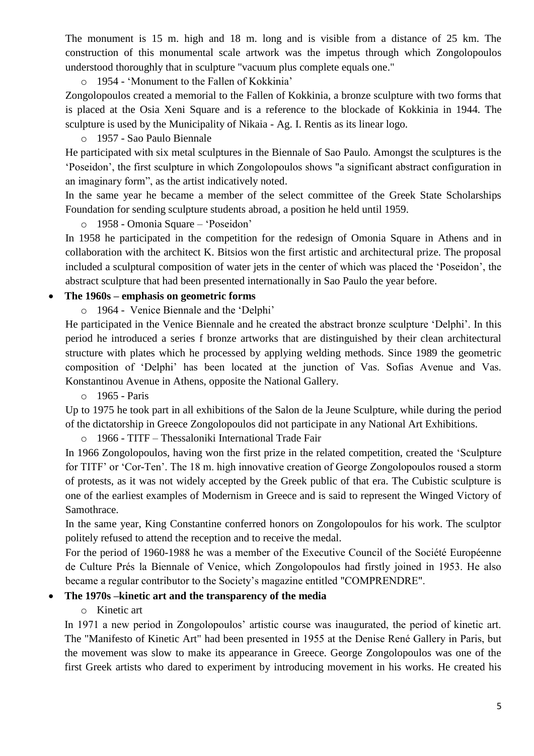The monument is 15 m. high and 18 m. long and is visible from a distance of 25 km. The construction of this monumental scale artwork was the impetus through which Zongolopoulos understood thoroughly that in sculpture "vacuum plus complete equals one."

- 1954 - 'Monument to the Fallen of Kokkinia'

Zongolopoulos created a memorial to the Fallen of Kokkinia, a bronze sculpture with two forms that is placed at the Osia Xeni Square and is a reference to the blockade of Kokkinia in 1944. The sculpture is used by the Municipality of Nikaia - Ag. I. Rentis as its linear logo.

- 1957 - Sao Paulo Biennale

He participated with six metal sculptures in the Biennale of Sao Paulo. Amongst the sculptures is the 'Poseidon', the first sculpture in which Zongolopoulos shows "a significant abstract configuration in an imaginary form", as the artist indicatively noted.

In the same year he became a member of the select committee of the Greek State Scholarships Foundation for sending sculpture students abroad, a position he held until 1959.

- 1958 - Omonia Square – 'Poseidon'

In 1958 he participated in the competition for the redesign of Omonia Square in Athens and in collaboration with the architect K. Bitsios won the first artistic and architectural prize. The proposal included a sculptural composition of water jets in the center of which was placed the 'Poseidon', the abstract sculpture that had been presented internationally in Sao Paulo the year before.

- **The 1960s – emphasis on geometric forms**
  - 1964 - Venice Biennale and the 'Delphi'

He participated in the Venice Biennale and he created the abstract bronze sculpture 'Delphi'. In this period he introduced a series f bronze artworks that are distinguished by their clean architectural structure with plates which he processed by applying welding methods. Since 1989 the geometric composition of 'Delphi' has been located at the junction of Vas. Sofias Avenue and Vas. Konstantinou Avenue in Athens, opposite the National Gallery.

- 1965 - Paris

Up to 1975 he took part in all exhibitions of the Salon de la Jeune Sculpture, while during the period of the dictatorship in Greece Zongolopoulos did not participate in any National Art Exhibitions.

- 1966 - TITF – Thessaloniki International Trade Fair

In 1966 Zongolopoulos, having won the first prize in the related competition, created the 'Sculpture for TITF' or 'Cor-Ten'. The 18 m. high innovative creation of George Zongolopoulos roused a storm of protests, as it was not widely accepted by the Greek public of that era. The Cubistic sculpture is one of the earliest examples of Modernism in Greece and is said to represent the Winged Victory of Samothrace.

In the same year, King Constantine conferred honors on Zongolopoulos for his work. The sculptor politely refused to attend the reception and to receive the medal.

For the period of 1960-1988 he was a member of the Executive Council of the Société Européenne de Culture Prés la Biennale of Venice, which Zongolopoulos had firstly joined in 1953. He also became a regular contributor to the Society's magazine entitled "COMPRENDRE".

- **The 1970s –kinetic art and the transparency of the media**
  - Kinetic art

In 1971 a new period in Zongolopoulos' artistic course was inaugurated, the period of kinetic art. The "Manifesto of Kinetic Art" had been presented in 1955 at the Denise René Gallery in Paris, but the movement was slow to make its appearance in Greece. George Zongolopoulos was one of the first Greek artists who dared to experiment by introducing movement in his works. He created his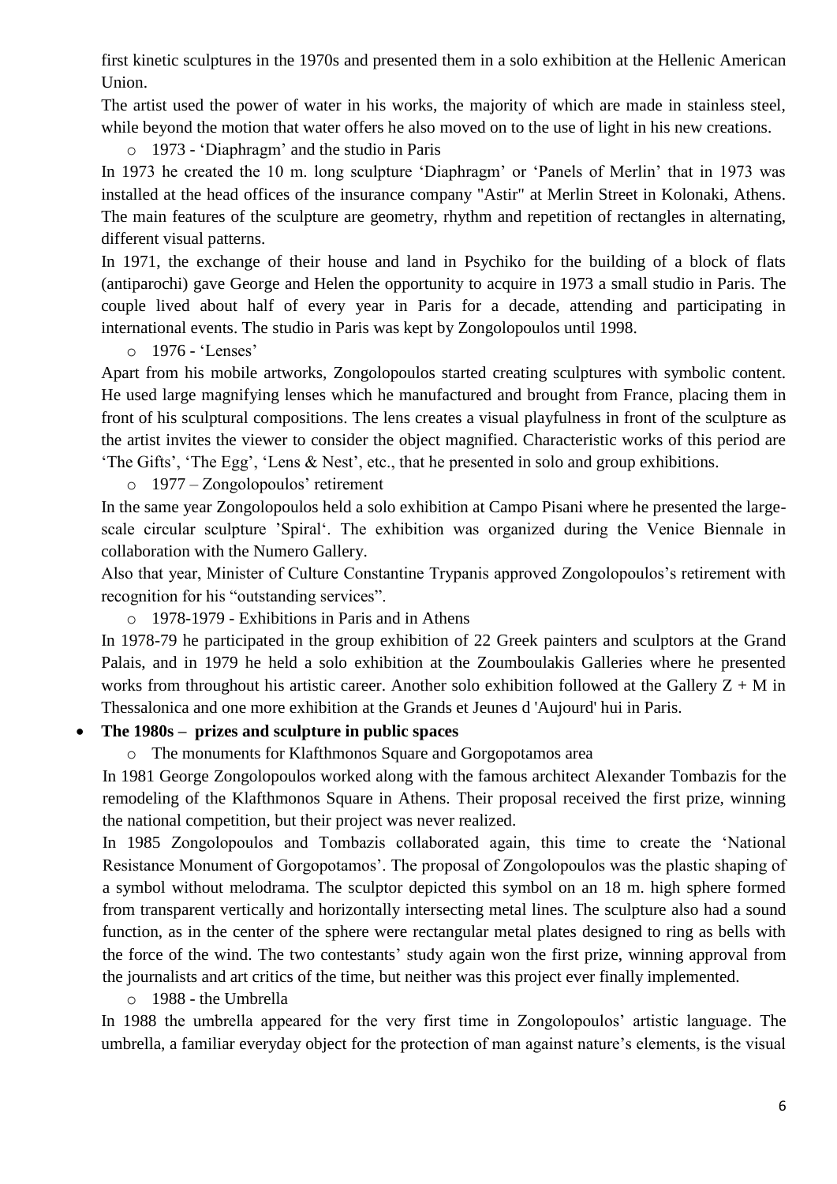first kinetic sculptures in the 1970s and presented them in a solo exhibition at the Hellenic American Union.

The artist used the power of water in his works, the majority of which are made in stainless steel, while beyond the motion that water offers he also moved on to the use of light in his new creations.

- 1973 - 'Diaphragm' and the studio in Paris

In 1973 he created the 10 m. long sculpture 'Diaphragm' or 'Panels of Merlin' that in 1973 was installed at the head offices of the insurance company "Astir" at Merlin Street in Kolonaki, Athens. The main features of the sculpture are geometry, rhythm and repetition of rectangles in alternating, different visual patterns.

In 1971, the exchange of their house and land in Psychiko for the building of a block of flats (antiparochi) gave George and Helen the opportunity to acquire in 1973 a small studio in Paris. The couple lived about half of every year in Paris for a decade, attending and participating in international events. The studio in Paris was kept by Zongolopoulos until 1998.

- 1976 - 'Lenses'

Apart from his mobile artworks, Zongolopoulos started creating sculptures with symbolic content. He used large magnifying lenses which he manufactured and brought from France, placing them in front of his sculptural compositions. The lens creates a visual playfulness in front of the sculpture as the artist invites the viewer to consider the object magnified. Characteristic works of this period are 'The Gifts', 'The Egg', 'Lens & Nest', etc., that he presented in solo and group exhibitions.

- 1977 – Zongolopoulos' retirement

In the same year Zongolopoulos held a solo exhibition at Campo Pisani where he presented the large-scale circular sculpture 'Spiral'. The exhibition was organized during the Venice Biennale in collaboration with the Numero Gallery.

Also that year, Minister of Culture Constantine Trypanis approved Zongolopoulos's retirement with recognition for his "outstanding services".

- 1978-1979 - Exhibitions in Paris and in Athens

In 1978-79 he participated in the group exhibition of 22 Greek painters and sculptors at the Grand Palais, and in 1979 he held a solo exhibition at the Zoumboulakis Galleries where he presented works from throughout his artistic career. Another solo exhibition followed at the Gallery Z + M in Thessalonica and one more exhibition at the Grands et Jeunes d 'Aujourd' hui in Paris.

- **The 1980s – prizes and sculpture in public spaces**
  - The monuments for Klafthmonos Square and Gorgopotamos area

In 1981 George Zongolopoulos worked along with the famous architect Alexander Tombazis for the remodeling of the Klafthmonos Square in Athens. Their proposal received the first prize, winning the national competition, but their project was never realized.

In 1985 Zongolopoulos and Tombazis collaborated again, this time to create the 'National Resistance Monument of Gorgopotamos'. The proposal of Zongolopoulos was the plastic shaping of a symbol without melodrama. The sculptor depicted this symbol on an 18 m. high sphere formed from transparent vertically and horizontally intersecting metal lines. The sculpture also had a sound function, as in the center of the sphere were rectangular metal plates designed to ring as bells with the force of the wind. The two contestants' study again won the first prize, winning approval from the journalists and art critics of the time, but neither was this project ever finally implemented.

- 1988 - the Umbrella

In 1988 the umbrella appeared for the very first time in Zongolopoulos' artistic language. The umbrella, a familiar everyday object for the protection of man against nature's elements, is the visual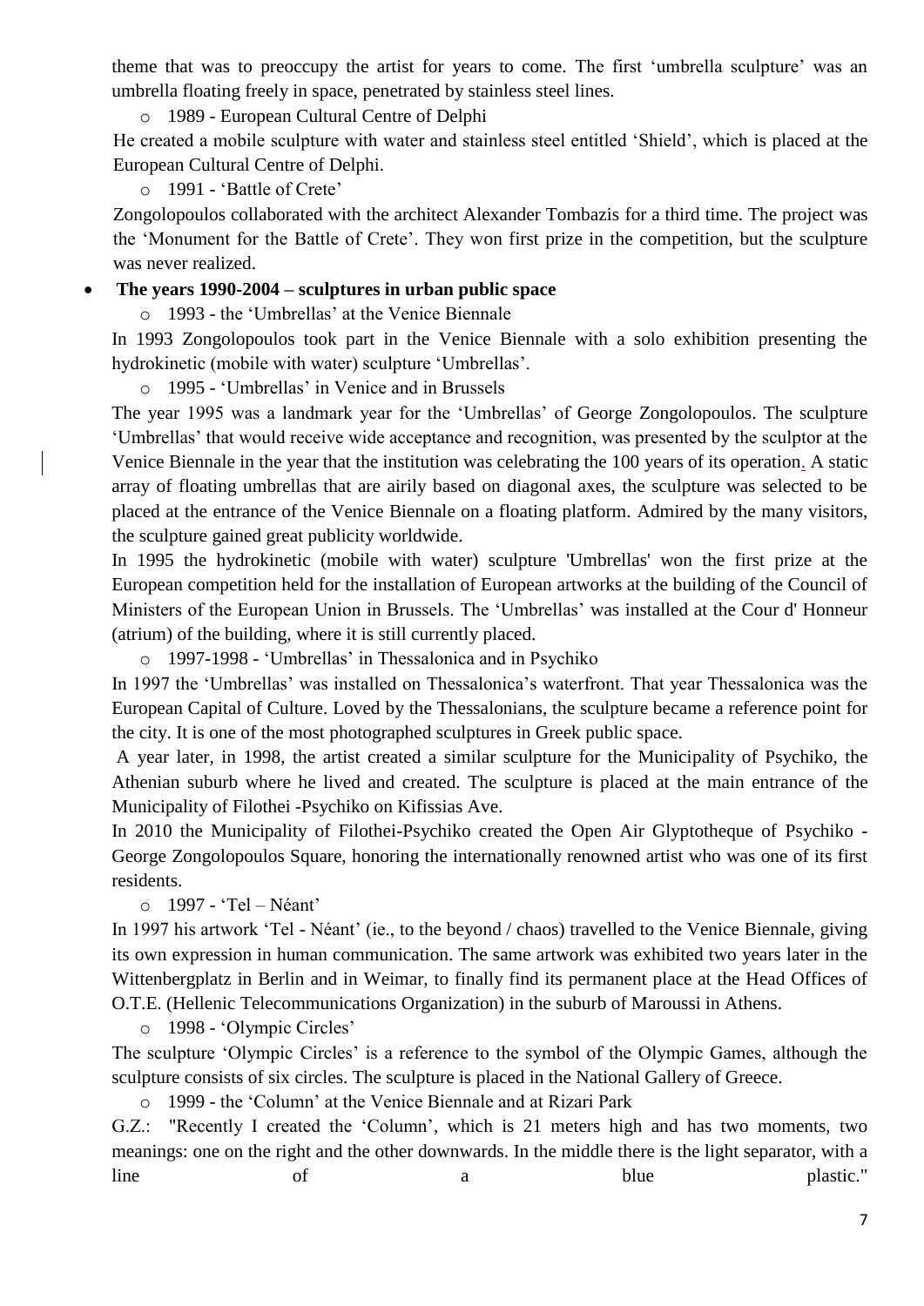theme that was to preoccupy the artist for years to come. The first 'umbrella sculpture' was an umbrella floating freely in space, penetrated by stainless steel lines.

- 1989 - European Cultural Centre of Delphi

He created a mobile sculpture with water and stainless steel entitled 'Shield', which is placed at the European Cultural Centre of Delphi.

- 1991 - 'Battle of Crete'

Zongolopoulos collaborated with the architect Alexander Tombazis for a third time. The project was the 'Monument for the Battle of Crete'. They won first prize in the competition, but the sculpture was never realized.

- **The years 1990-2004 – sculptures in urban public space**
  - 1993 - the 'Umbrellas' at the Venice Biennale

In 1993 Zongolopoulos took part in the Venice Biennale with a solo exhibition presenting the hydrokinetic (mobile with water) sculpture 'Umbrellas'.

- 1995 - 'Umbrellas' in Venice and in Brussels

The year 1995 was a landmark year for the 'Umbrellas' of George Zongolopoulos. The sculpture 'Umbrellas' that would receive wide acceptance and recognition, was presented by the sculptor at the Venice Biennale in the year that the institution was celebrating the 100 years of its operation. A static array of floating umbrellas that are airily based on diagonal axes, the sculpture was selected to be placed at the entrance of the Venice Biennale on a floating platform. Admired by the many visitors, the sculpture gained great publicity worldwide.

In 1995 the hydrokinetic (mobile with water) sculpture 'Umbrellas' won the first prize at the European competition held for the installation of European artworks at the building of the Council of Ministers of the European Union in Brussels. The 'Umbrellas' was installed at the Cour d' Honneur (atrium) of the building, where it is still currently placed.

- 1997-1998 - 'Umbrellas' in Thessalonica and in Psychiko

In 1997 the 'Umbrellas' was installed on Thessalonica's waterfront. That year Thessalonica was the European Capital of Culture. Loved by the Thessalonians, the sculpture became a reference point for the city. It is one of the most photographed sculptures in Greek public space.

A year later, in 1998, the artist created a similar sculpture for the Municipality of Psychiko, the Athenian suburb where he lived and created. The sculpture is placed at the main entrance of the Municipality of Filothei -Psychiko on Kifissias Ave.

In 2010 the Municipality of Filothei-Psychiko created the Open Air Glyptotheque of Psychiko - George Zongolopoulos Square, honoring the internationally renowned artist who was one of its first residents.

- 1997 - 'Tel – Néant'

In 1997 his artwork 'Tel - Néant' (ie., to the beyond / chaos) travelled to the Venice Biennale, giving its own expression in human communication. The same artwork was exhibited two years later in the Wittenbergplatz in Berlin and in Weimar, to finally find its permanent place at the Head Offices of O.T.E. (Hellenic Telecommunications Organization) in the suburb of Maroussi in Athens.

- 1998 - 'Olympic Circles'

The sculpture 'Olympic Circles' is a reference to the symbol of the Olympic Games, although the sculpture consists of six circles. The sculpture is placed in the National Gallery of Greece.

- 1999 - the 'Column' at the Venice Biennale and at Rizari Park

G.Z.: "Recently I created the 'Column', which is 21 meters high and has two moments, two meanings: one on the right and the other downwards. In the middle there is the light separator, with a line of a blue plastic."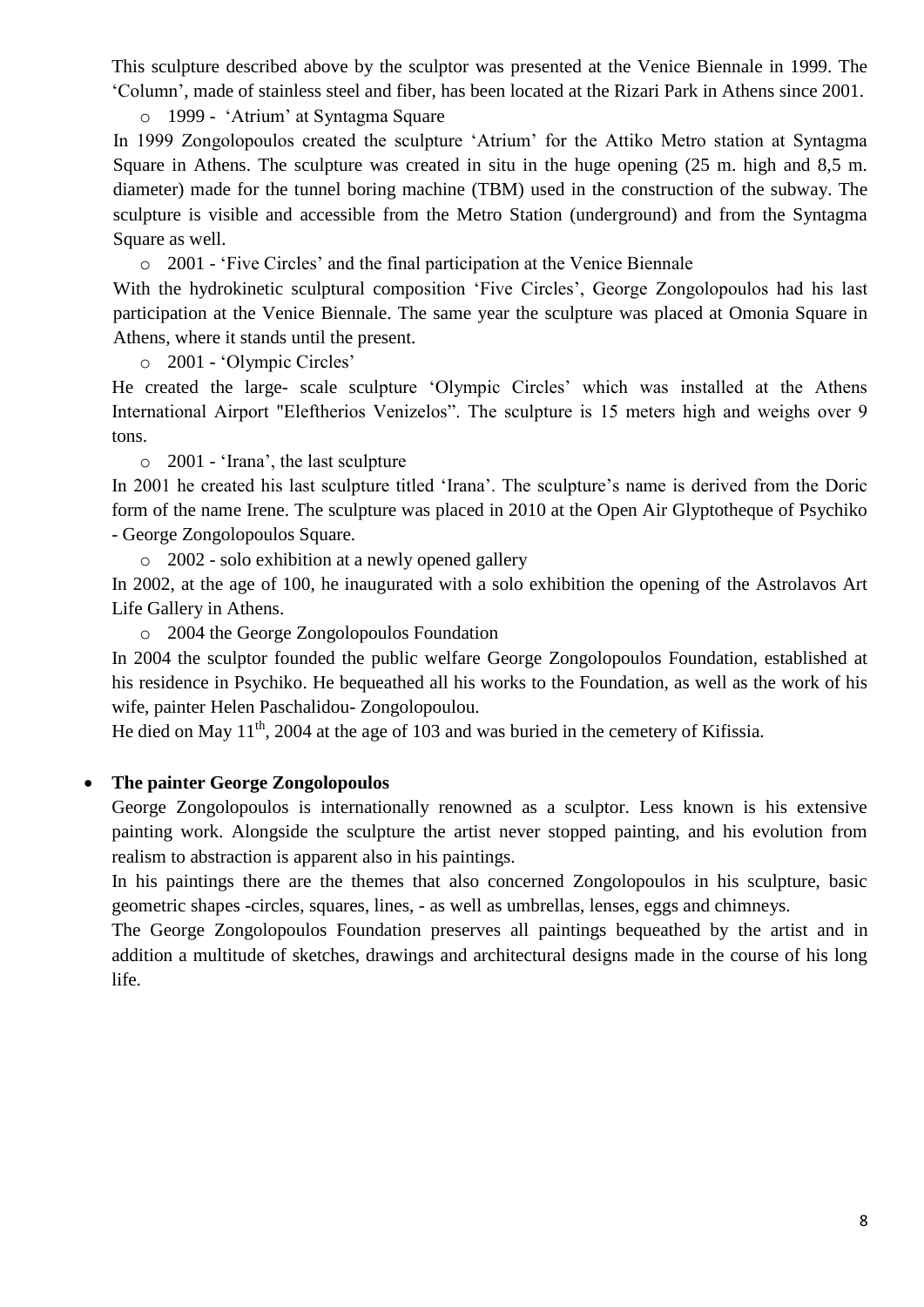This sculpture described above by the sculptor was presented at the Venice Biennale in 1999. The 'Column', made of stainless steel and fiber, has been located at the Rizari Park in Athens since 2001.

- 1999 - 'Atrium' at Syntagma Square

In 1999 Zongolopoulos created the sculpture 'Atrium' for the Attiko Metro station at Syntagma Square in Athens. The sculpture was created in situ in the huge opening (25 m. high and 8,5 m. diameter) made for the tunnel boring machine (TBM) used in the construction of the subway. The sculpture is visible and accessible from the Metro Station (underground) and from the Syntagma Square as well.

- 2001 - 'Five Circles' and the final participation at the Venice Biennale

With the hydrokinetic sculptural composition 'Five Circles', George Zongolopoulos had his last participation at the Venice Biennale. The same year the sculpture was placed at Omonia Square in Athens, where it stands until the present.

- 2001 - 'Olympic Circles'

He created the large- scale sculpture 'Olympic Circles' which was installed at the Athens International Airport "Eleftherios Venizelos". The sculpture is 15 meters high and weighs over 9 tons.

- 2001 - 'Irana', the last sculpture

In 2001 he created his last sculpture titled 'Irana'. The sculpture's name is derived from the Doric form of the name Irene. The sculpture was placed in 2010 at the Open Air Glyptotheque of Psychiko - George Zongolopoulos Square.

- 2002 - solo exhibition at a newly opened gallery

In 2002, at the age of 100, he inaugurated with a solo exhibition the opening of the Astrolavos Art Life Gallery in Athens.

- 2004 the George Zongolopoulos Foundation

In 2004 the sculptor founded the public welfare George Zongolopoulos Foundation, established at his residence in Psychiko. He bequeathed all his works to the Foundation, as well as the work of his wife, painter Helen Paschalidou- Zongolopoulou.

He died on May 11th, 2004 at the age of 103 and was buried in the cemetery of Kifissia.

- **The painter George Zongolopoulos**

George Zongolopoulos is internationally renowned as a sculptor. Less known is his extensive painting work. Alongside the sculpture the artist never stopped painting, and his evolution from realism to abstraction is apparent also in his paintings.

In his paintings there are the themes that also concerned Zongolopoulos in his sculpture, basic geometric shapes -circles, squares, lines, - as well as umbrellas, lenses, eggs and chimneys.

The George Zongolopoulos Foundation preserves all paintings bequeathed by the artist and in addition a multitude of sketches, drawings and architectural designs made in the course of his long life.